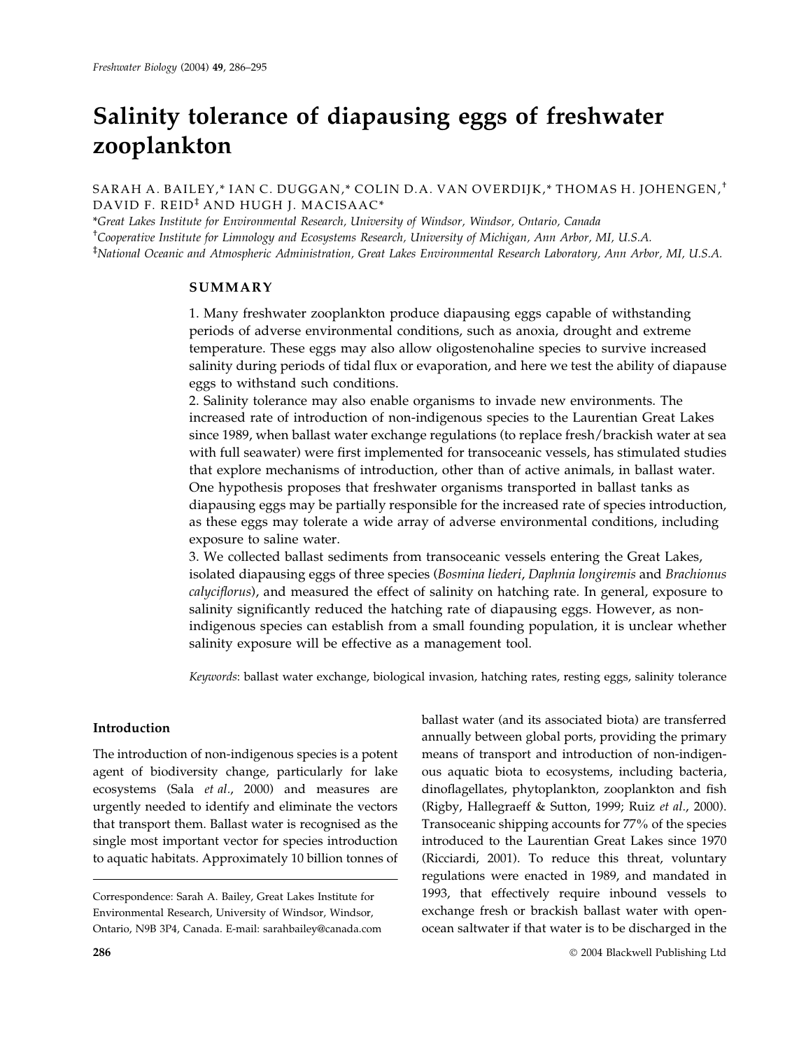# Salinity tolerance of diapausing eggs of freshwater zooplankton

SARAH A. BAILEY,* IAN C. DUGGAN,* COLIN D.A. VAN OVERDIJK,* THOMAS H. JOHENGEN,[†] DAVID F. REID[‡] AND HUGH J. MACISAAC*

*Great Lakes Institute for Environmental Research, University of Windsor, Windsor, Ontario, Canada

[†]Cooperative Institute for Limnology and Ecosystems Research, University of Michigan, Ann Arbor, MI, U.S.A.

[‡]National Oceanic and Atmospheric Administration, Great Lakes Environmental Research Laboratory, Ann Arbor, MI, U.S.A.

## SUMMARY

1. Many freshwater zooplankton produce diapausing eggs capable of withstanding periods of adverse environmental conditions, such as anoxia, drought and extreme temperature. These eggs may also allow oligostenohaline species to survive increased salinity during periods of tidal flux or evaporation, and here we test the ability of diapause eggs to withstand such conditions.

2. Salinity tolerance may also enable organisms to invade new environments. The increased rate of introduction of non-indigenous species to the Laurentian Great Lakes since 1989, when ballast water exchange regulations (to replace fresh/brackish water at sea with full seawater) were first implemented for transoceanic vessels, has stimulated studies that explore mechanisms of introduction, other than of active animals, in ballast water. One hypothesis proposes that freshwater organisms transported in ballast tanks as diapausing eggs may be partially responsible for the increased rate of species introduction, as these eggs may tolerate a wide array of adverse environmental conditions, including exposure to saline water.

3. We collected ballast sediments from transoceanic vessels entering the Great Lakes, isolated diapausing eggs of three species (*Bosmina liederi*, *Daphnia longiremis* and *Brachionus calyciflorus*), and measured the effect of salinity on hatching rate. In general, exposure to salinity significantly reduced the hatching rate of diapausing eggs. However, as non-indigenous species can establish from a small founding population, it is unclear whether salinity exposure will be effective as a management tool.

*Keywords*: ballast water exchange, biological invasion, hatching rates, resting eggs, salinity tolerance

## Introduction

The introduction of non-indigenous species is a potent agent of biodiversity change, particularly for lake ecosystems (Sala *et al*., 2000) and measures are urgently needed to identify and eliminate the vectors that transport them. Ballast water is recognised as the single most important vector for species introduction to aquatic habitats. Approximately 10 billion tonnes of ballast water (and its associated biota) are transferred annually between global ports, providing the primary means of transport and introduction of non-indigenous aquatic biota to ecosystems, including bacteria, dinoflagellates, phytoplankton, zooplankton and fish (Rigby, Hallegraeff & Sutton, 1999; Ruiz *et al*., 2000). Transoceanic shipping accounts for 77% of the species introduced to the Laurentian Great Lakes since 1970 (Ricciardi, 2001). To reduce this threat, voluntary regulations were enacted in 1989, and mandated in 1993, that effectively require inbound vessels to exchange fresh or brackish ballast water with open-ocean saltwater if that water is to be discharged in the

Correspondence: Sarah A. Bailey, Great Lakes Institute for Environmental Research, University of Windsor, Windsor, Ontario, N9B 3P4, Canada. E-mail: sarahbailey@canada.com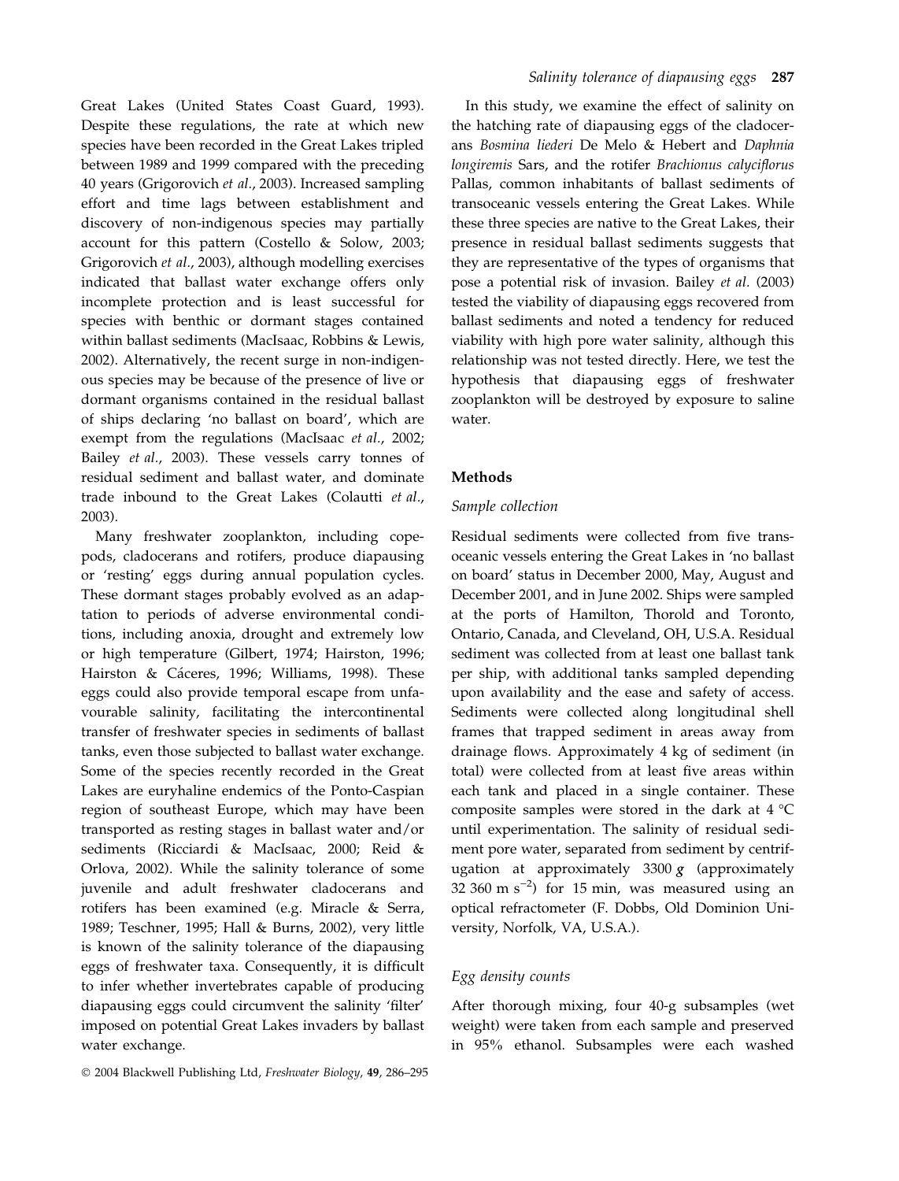Great Lakes (United States Coast Guard, 1993). Despite these regulations, the rate at which new species have been recorded in the Great Lakes tripled between 1989 and 1999 compared with the preceding 40 years (Grigorovich *et al*., 2003). Increased sampling effort and time lags between establishment and discovery of non-indigenous species may partially account for this pattern (Costello & Solow, 2003; Grigorovich *et al*., 2003), although modelling exercises indicated that ballast water exchange offers only incomplete protection and is least successful for species with benthic or dormant stages contained within ballast sediments (MacIsaac, Robbins & Lewis, 2002). Alternatively, the recent surge in non-indigenous species may be because of the presence of live or dormant organisms contained in the residual ballast of ships declaring 'no ballast on board', which are exempt from the regulations (MacIsaac *et al*., 2002; Bailey *et al*., 2003). These vessels carry tonnes of residual sediment and ballast water, and dominate trade inbound to the Great Lakes (Colautti *et al*., 2003).

Many freshwater zooplankton, including copepods, cladocerans and rotifers, produce diapausing or 'resting' eggs during annual population cycles. These dormant stages probably evolved as an adaptation to periods of adverse environmental conditions, including anoxia, drought and extremely low or high temperature (Gilbert, 1974; Hairston, 1996; Hairston & Cáceres, 1996; Williams, 1998). These eggs could also provide temporal escape from unfavourable salinity, facilitating the intercontinental transfer of freshwater species in sediments of ballast tanks, even those subjected to ballast water exchange. Some of the species recently recorded in the Great Lakes are euryhaline endemics of the Ponto-Caspian region of southeast Europe, which may have been transported as resting stages in ballast water and/or sediments (Ricciardi & MacIsaac, 2000; Reid & Orlova, 2002). While the salinity tolerance of some juvenile and adult freshwater cladocerans and rotifers has been examined (e.g. Miracle & Serra, 1989; Teschner, 1995; Hall & Burns, 2002), very little is known of the salinity tolerance of the diapausing eggs of freshwater taxa. Consequently, it is difficult to infer whether invertebrates capable of producing diapausing eggs could circumvent the salinity 'filter' imposed on potential Great Lakes invaders by ballast water exchange.

In this study, we examine the effect of salinity on the hatching rate of diapausing eggs of the cladocerans *Bosmina liederi* De Melo & Hebert and *Daphnia longiremis* Sars, and the rotifer *Brachionus calyciflorus* Pallas, common inhabitants of ballast sediments of transoceanic vessels entering the Great Lakes. While these three species are native to the Great Lakes, their presence in residual ballast sediments suggests that they are representative of the types of organisms that pose a potential risk of invasion. Bailey *et al.* (2003) tested the viability of diapausing eggs recovered from ballast sediments and noted a tendency for reduced viability with high pore water salinity, although this relationship was not tested directly. Here, we test the hypothesis that diapausing eggs of freshwater zooplankton will be destroyed by exposure to saline water.

## Methods

### Sample collection

Residual sediments were collected from five transoceanic vessels entering the Great Lakes in 'no ballast on board' status in December 2000, May, August and December 2001, and in June 2002. Ships were sampled at the ports of Hamilton, Thorold and Toronto, Ontario, Canada, and Cleveland, OH, U.S.A. Residual sediment was collected from at least one ballast tank per ship, with additional tanks sampled depending upon availability and the ease and safety of access. Sediments were collected along longitudinal shell frames that trapped sediment in areas away from drainage flows. Approximately 4 kg of sediment (in total) were collected from at least five areas within each tank and placed in a single container. These composite samples were stored in the dark at 4 °C until experimentation. The salinity of residual sediment pore water, separated from sediment by centrifugation at approximately 3300 *g* (approximately 32 360 m s$^{-2}$) for 15 min, was measured using an optical refractometer (F. Dobbs, Old Dominion University, Norfolk, VA, U.S.A.).

### Egg density counts

After thorough mixing, four 40-g subsamples (wet weight) were taken from each sample and preserved in 95% ethanol. Subsamples were each washed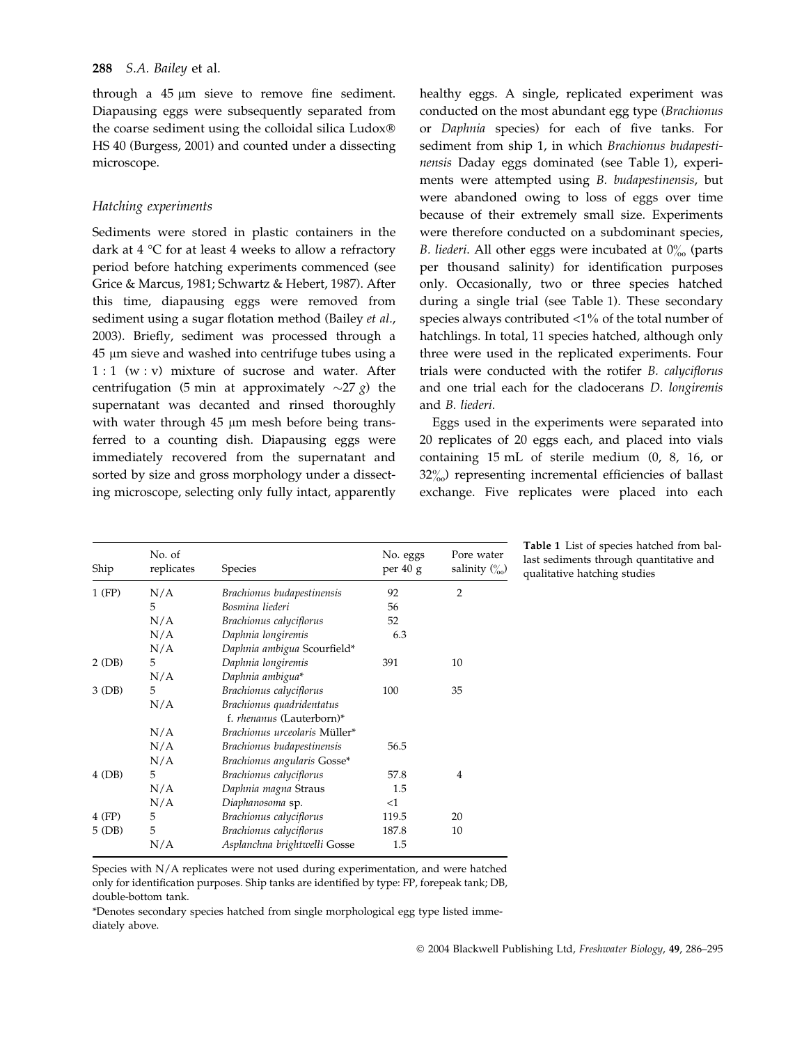through a 45 μm sieve to remove fine sediment. Diapausing eggs were subsequently separated from the coarse sediment using the colloidal silica Ludox® HS 40 (Burgess, 2001) and counted under a dissecting microscope.

### *Hatching experiments*

Sediments were stored in plastic containers in the dark at 4 °C for at least 4 weeks to allow a refractory period before hatching experiments commenced (see Grice & Marcus, 1981; Schwartz & Hebert, 1987). After this time, diapausing eggs were removed from sediment using a sugar flotation method (Bailey *et al.*, 2003). Briefly, sediment was processed through a 45 μm sieve and washed into centrifuge tubes using a 1 : 1 (w : v) mixture of sucrose and water. After centrifugation (5 min at approximately ~27 *g*) the supernatant was decanted and rinsed thoroughly with water through 45 μm mesh before being transferred to a counting dish. Diapausing eggs were immediately recovered from the supernatant and sorted by size and gross morphology under a dissecting microscope, selecting only fully intact, apparently healthy eggs. A single, replicated experiment was conducted on the most abundant egg type (*Brachionus* or *Daphnia* species) for each of five tanks. For sediment from ship 1, in which *Brachionus budapestinensis* Daday eggs dominated (see Table 1), experiments were attempted using *B. budapestinensis*, but were abandoned owing to loss of eggs over time because of their extremely small size. Experiments were therefore conducted on a subdominant species, *B. liederi*. All other eggs were incubated at 0‰ (parts per thousand salinity) for identification purposes only. Occasionally, two or three species hatched during a single trial (see Table 1). These secondary species always contributed <1% of the total number of hatchlings. In total, 11 species hatched, although only three were used in the replicated experiments. Four trials were conducted with the rotifer *B. calyciflorus* and one trial each for the cladocerans *D. longiremis* and *B. liederi*.

Eggs used in the experiments were separated into 20 replicates of 20 eggs each, and placed into vials containing 15 mL of sterile medium (0, 8, 16, or 32‰) representing incremental efficiencies of ballast exchange. Five replicates were placed into each

**Table 1** List of species hatched from ballast sediments through quantitative and qualitative hatching studies

| Ship | No. of replicates | Species | No. eggs per 40 g | Pore water salinity (‰) |
|---|---|---|---|---|
| 1 (FP) | N/A | *Brachionus budapestinensis* | 92 | 2 |
| | 5 | *Bosmina liederi* | 56 | |
| | N/A | *Brachionus calyciflorus* | 52 | |
| | N/A | *Daphnia longiremis* | 6.3 | |
| | N/A | *Daphnia ambigua* Scourfield* | | |
| 2 (DB) | 5 | *Daphnia longiremis* | 391 | 10 |
| | N/A | *Daphnia ambigua** | | |
| 3 (DB) | 5 | *Brachionus calyciflorus* | 100 | 35 |
| | N/A | *Brachionus quadridentatus* f. *rhenanus* (Lauterborn)* | | |
| | N/A | *Brachionus urceolaris* Müller* | | |
| | N/A | *Brachionus budapestinensis* | 56.5 | |
| | N/A | *Brachionus angularis* Gosse* | | |
| 4 (DB) | 5 | *Brachionus calyciflorus* | 57.8 | 4 |
| | N/A | *Daphnia magna* Straus | 1.5 | |
| | N/A | *Diaphanosoma* sp. | <1 | |
| 4 (FP) | 5 | *Brachionus calyciflorus* | 119.5 | 20 |
| 5 (DB) | 5 | *Brachionus calyciflorus* | 187.8 | 10 |
| | N/A | *Asplanchna brightwelli* Gosse | 1.5 | |

Species with N/A replicates were not used during experimentation, and were hatched only for identification purposes. Ship tanks are identified by type: FP, forepeak tank; DB, double-bottom tank.

*Denotes secondary species hatched from single morphological egg type listed immediately above.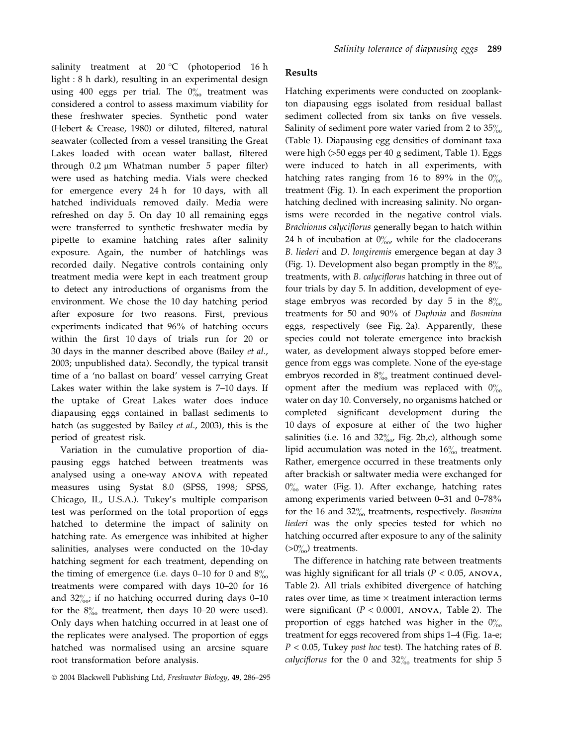salinity treatment at 20 °C (photoperiod 16 h light : 8 h dark), resulting in an experimental design using 400 eggs per trial. The 0‰ treatment was considered a control to assess maximum viability for these freshwater species. Synthetic pond water (Hebert & Crease, 1980) or diluted, filtered, natural seawater (collected from a vessel transiting the Great Lakes loaded with ocean water ballast, filtered through 0.2 μm Whatman number 5 paper filter) were used as hatching media. Vials were checked for emergence every 24 h for 10 days, with all hatched individuals removed daily. Media were refreshed on day 5. On day 10 all remaining eggs were transferred to synthetic freshwater media by pipette to examine hatching rates after salinity exposure. Again, the number of hatchlings was recorded daily. Negative controls containing only treatment media were kept in each treatment group to detect any introductions of organisms from the environment. We chose the 10 day hatching period after exposure for two reasons. First, previous experiments indicated that 96% of hatching occurs within the first 10 days of trials run for 20 or 30 days in the manner described above (Bailey *et al.*, 2003; unpublished data). Secondly, the typical transit time of a 'no ballast on board' vessel carrying Great Lakes water within the lake system is 7–10 days. If the uptake of Great Lakes water does induce diapausing eggs contained in ballast sediments to hatch (as suggested by Bailey *et al.*, 2003), this is the period of greatest risk.

Variation in the cumulative proportion of diapausing eggs hatched between treatments was analysed using a one-way ANOVA with repeated measures using Systat 8.0 (SPSS, 1998; SPSS, Chicago, IL, U.S.A.). Tukey's multiple comparison test was performed on the total proportion of eggs hatched to determine the impact of salinity on hatching rate. As emergence was inhibited at higher salinities, analyses were conducted on the 10-day hatching segment for each treatment, depending on the timing of emergence (i.e. days 0–10 for 0 and 8‰ treatments were compared with days 10–20 for 16 and 32‰; if no hatching occurred during days 0–10 for the 8‰ treatment, then days 10–20 were used). Only days when hatching occurred in at least one of the replicates were analysed. The proportion of eggs hatched was normalised using an arcsine square root transformation before analysis.

## Results

Hatching experiments were conducted on zooplankton diapausing eggs isolated from residual ballast sediment collected from six tanks on five vessels. Salinity of sediment pore water varied from 2 to 35‰ (Table 1). Diapausing egg densities of dominant taxa were high (>50 eggs per 40 g sediment, Table 1). Eggs were induced to hatch in all experiments, with hatching rates ranging from 16 to 89% in the 0‰ treatment (Fig. 1). In each experiment the proportion hatching declined with increasing salinity. No organisms were recorded in the negative control vials. *Brachionus calyciflorus* generally began to hatch within 24 h of incubation at 0‰, while for the cladocerans *B. liederi* and *D. longiremis* emergence began at day 3 (Fig. 1). Development also began promptly in the 8‰ treatments, with *B. calyciflorus* hatching in three out of four trials by day 5. In addition, development of eye-stage embryos was recorded by day 5 in the 8‰ treatments for 50 and 90% of *Daphnia* and *Bosmina* eggs, respectively (see Fig. 2a). Apparently, these species could not tolerate emergence into brackish water, as development always stopped before emergence from eggs was complete. None of the eye-stage embryos recorded in 8‰ treatment continued development after the medium was replaced with 0‰ water on day 10. Conversely, no organisms hatched or completed significant development during the 10 days of exposure at either of the two higher salinities (i.e. 16 and 32‰, Fig. 2b,c), although some lipid accumulation was noted in the 16‰ treatment. Rather, emergence occurred in these treatments only after brackish or saltwater media were exchanged for 0‰ water (Fig. 1). After exchange, hatching rates among experiments varied between 0–31 and 0–78% for the 16 and 32‰ treatments, respectively. *Bosmina liederi* was the only species tested for which no hatching occurred after exposure to any of the salinity (>0‰) treatments.

The difference in hatching rate between treatments was highly significant for all trials ($P < 0.05$, ANOVA, Table 2). All trials exhibited divergence of hatching rates over time, as time × treatment interaction terms were significant ($P < 0.0001$, ANOVA, Table 2). The proportion of eggs hatched was higher in the 0‰ treatment for eggs recovered from ships 1–4 (Fig. 1a-e; $P < 0.05$, Tukey *post hoc* test). The hatching rates of *B. calyciflorus* for the 0 and 32‰ treatments for ship 5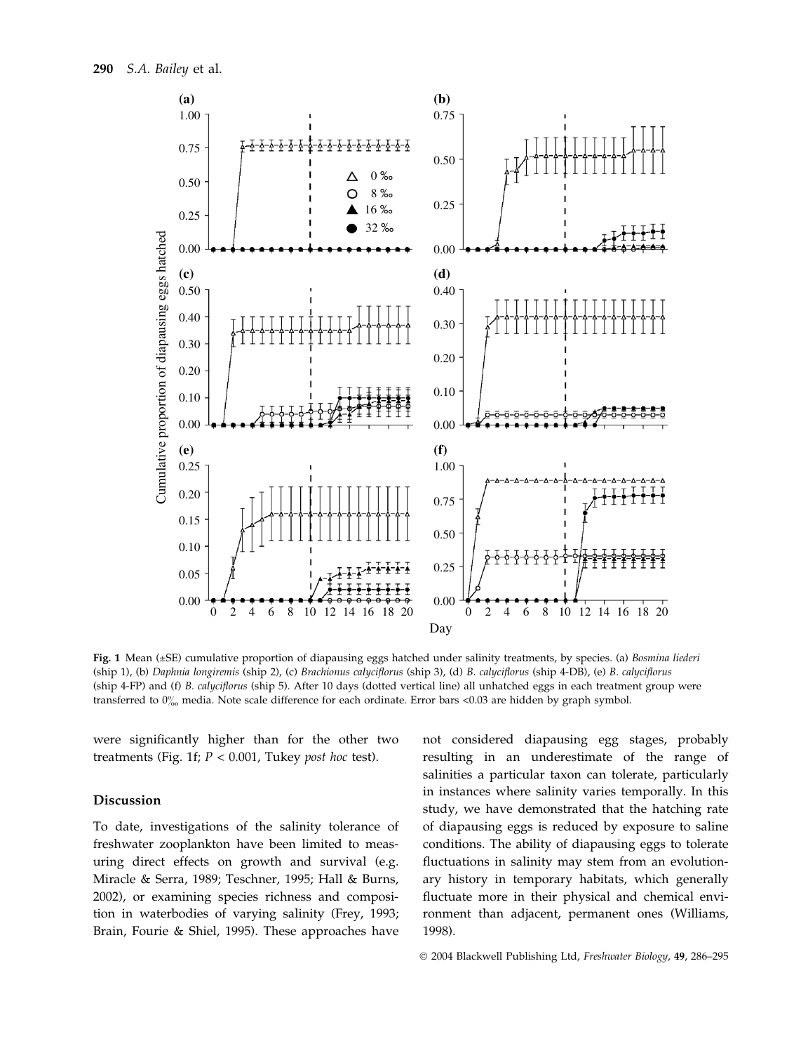**Fig. 1** Mean (±SE) cumulative proportion of diapausing eggs hatched under salinity treatments, by species. (a) *Bosmina liederi* (ship 1), (b) *Daphnia longiremis* (ship 2), (c) *Brachionus calyciflorus* (ship 3), (d) *B. calyciflorus* (ship 4-DB), (e) *B. calyciflorus* (ship 4-FP) and (f) *B. calyciflorus* (ship 5). After 10 days (dotted vertical line) all unhatched eggs in each treatment group were transferred to 0‰ media. Note scale difference for each ordinate. Error bars <0.03 are hidden by graph symbol.

were significantly higher than for the other two treatments (Fig. 1f; $P < 0.001$, Tukey *post hoc* test).

## Discussion

To date, investigations of the salinity tolerance of freshwater zooplankton have been limited to measuring direct effects on growth and survival (e.g. Miracle & Serra, 1989; Teschner, 1995; Hall & Burns, 2002), or examining species richness and composition in waterbodies of varying salinity (Frey, 1993; Brain, Fourie & Shiel, 1995). These approaches have not considered diapausing egg stages, probably resulting in an underestimate of the range of salinities a particular taxon can tolerate, particularly in instances where salinity varies temporally. In this study, we have demonstrated that the hatching rate of diapausing eggs is reduced by exposure to saline conditions. The ability of diapausing eggs to tolerate fluctuations in salinity may stem from an evolutionary history in temporary habitats, which generally fluctuate more in their physical and chemical environment than adjacent, permanent ones (Williams, 1998).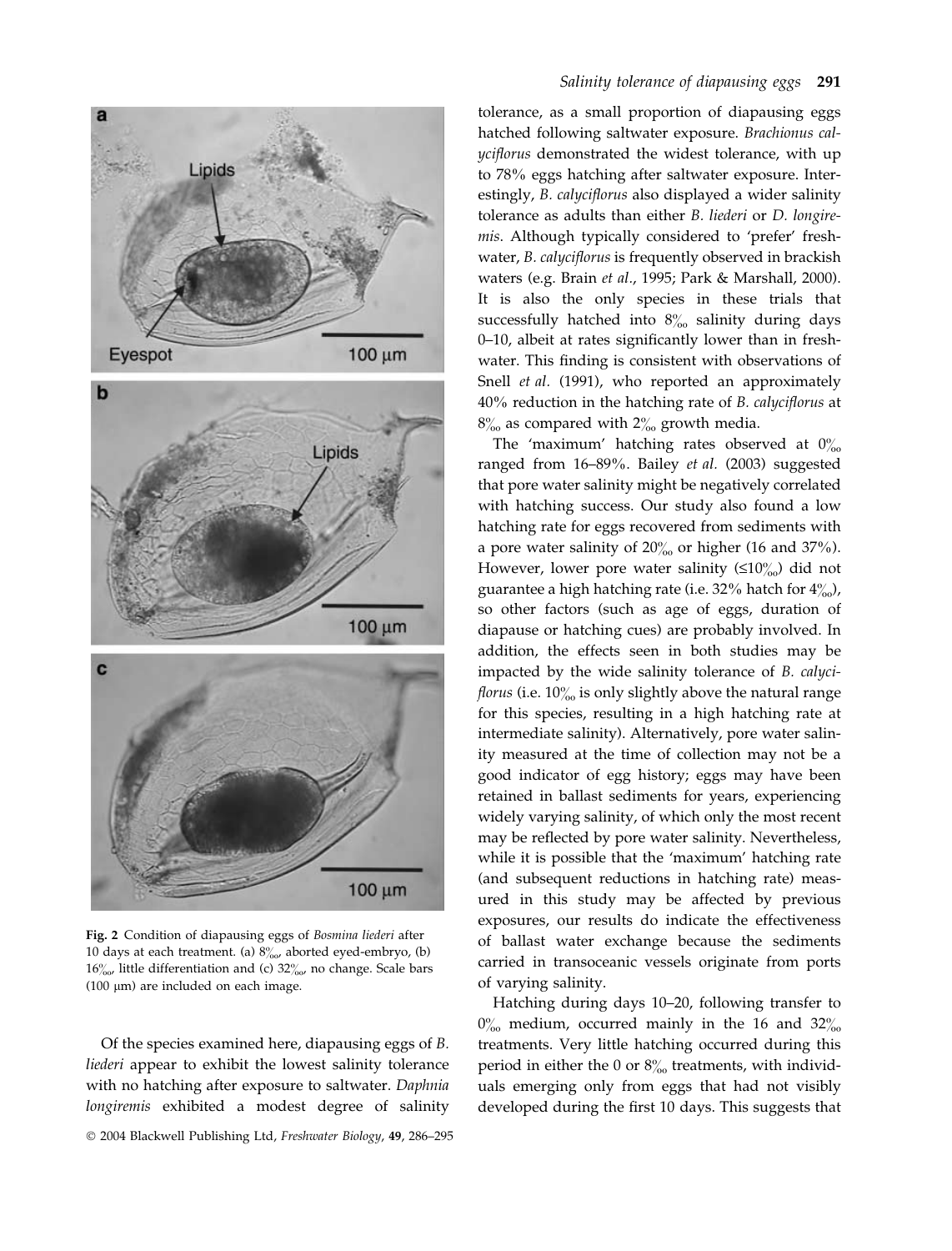Fig. 2 Condition of diapausing eggs of *Bosmina liederi* after 10 days at each treatment. (a) 8‰, aborted eyed-embryo, (b) 16‰, little differentiation and (c) 32‰, no change. Scale bars (100 μm) are included on each image.

Of the species examined here, diapausing eggs of *B. liederi* appear to exhibit the lowest salinity tolerance with no hatching after exposure to saltwater. *Daphnia longiremis* exhibited a modest degree of salinity tolerance, as a small proportion of diapausing eggs hatched following saltwater exposure. *Brachionus calyciflorus* demonstrated the widest tolerance, with up to 78% eggs hatching after saltwater exposure. Interestingly, *B. calyciflorus* also displayed a wider salinity tolerance as adults than either *B. liederi* or *D. longiremis*. Although typically considered to 'prefer' freshwater, *B. calyciflorus* is frequently observed in brackish waters (e.g. Brain *et al.*, 1995; Park & Marshall, 2000). It is also the only species in these trials that successfully hatched into 8‰ salinity during days 0–10, albeit at rates significantly lower than in freshwater. This finding is consistent with observations of Snell *et al.* (1991), who reported an approximately 40% reduction in the hatching rate of *B. calyciflorus* at 8‰ as compared with 2‰ growth media.

The 'maximum' hatching rates observed at 0‰ ranged from 16–89%. Bailey *et al.* (2003) suggested that pore water salinity might be negatively correlated with hatching success. Our study also found a low hatching rate for eggs recovered from sediments with a pore water salinity of 20‰ or higher (16 and 37%). However, lower pore water salinity (≤10‰) did not guarantee a high hatching rate (i.e. 32% hatch for 4‰), so other factors (such as age of eggs, duration of diapause or hatching cues) are probably involved. In addition, the effects seen in both studies may be impacted by the wide salinity tolerance of *B. calyciflorus* (i.e. 10‰ is only slightly above the natural range for this species, resulting in a high hatching rate at intermediate salinity). Alternatively, pore water salinity measured at the time of collection may not be a good indicator of egg history; eggs may have been retained in ballast sediments for years, experiencing widely varying salinity, of which only the most recent may be reflected by pore water salinity. Nevertheless, while it is possible that the 'maximum' hatching rate (and subsequent reductions in hatching rate) measured in this study may be affected by previous exposures, our results do indicate the effectiveness of ballast water exchange because the sediments carried in transoceanic vessels originate from ports of varying salinity.

Hatching during days 10–20, following transfer to 0‰ medium, occurred mainly in the 16 and 32‰ treatments. Very little hatching occurred during this period in either the 0 or 8‰ treatments, with individuals emerging only from eggs that had not visibly developed during the first 10 days. This suggests that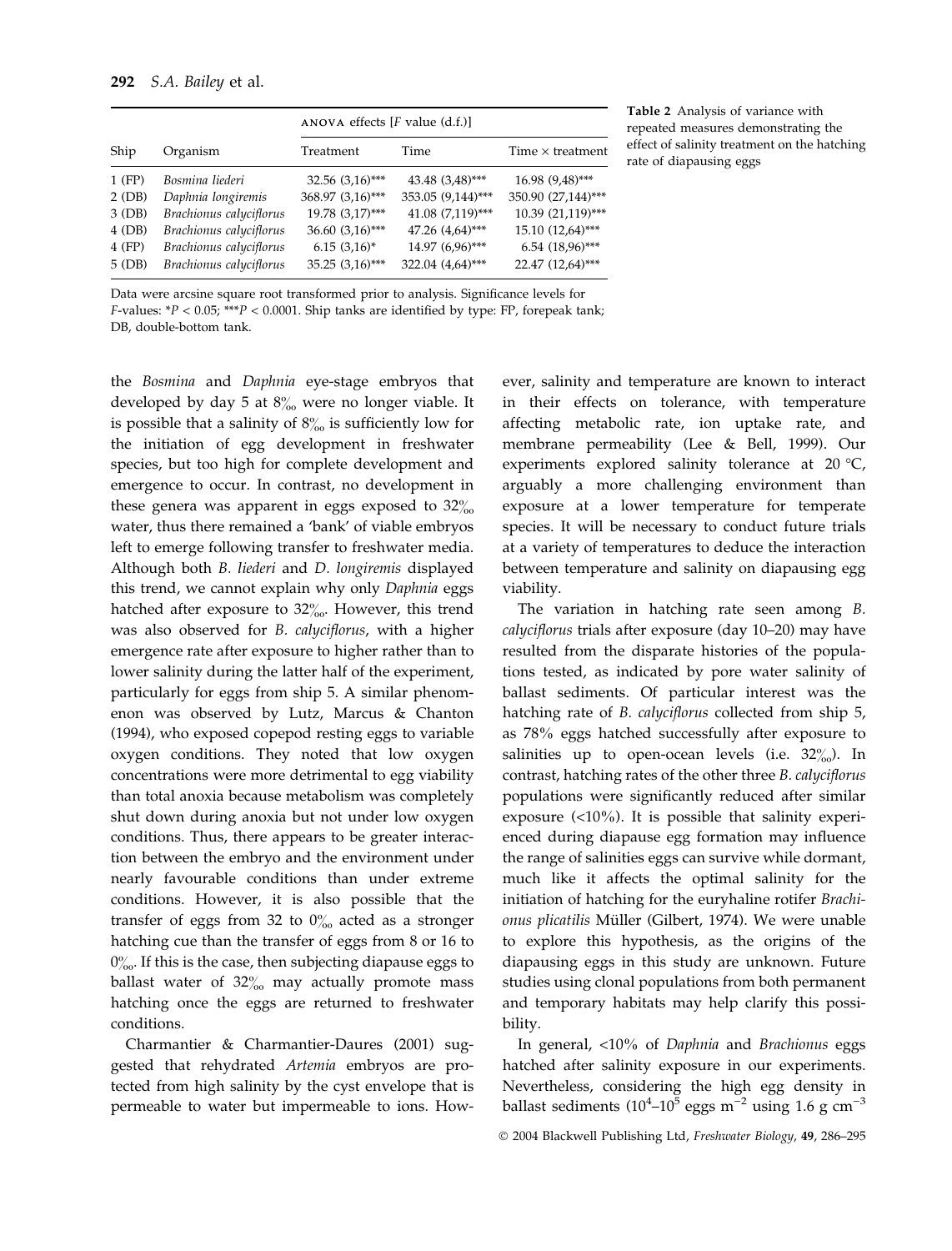**Table 2** Analysis of variance with repeated measures demonstrating the effect of salinity treatment on the hatching rate of diapausing eggs

| Ship | Organism | ANOVA effects [$F$ value (d.f.)] | | |
|---|---|---|---|---|
| | | Treatment | Time | Time × treatment |
| 1 (FP) | *Bosmina liederi* | 32.56 (3,16)*** | 43.48 (3,48)*** | 16.98 (9,48)*** |
| 2 (DB) | *Daphnia longiremis* | 368.97 (3,16)*** | 353.05 (9,144)*** | 350.90 (27,144)*** |
| 3 (DB) | *Brachionus calyciflorus* | 19.78 (3,17)*** | 41.08 (7,119)*** | 10.39 (21,119)*** |
| 4 (DB) | *Brachionus calyciflorus* | 36.60 (3,16)*** | 47.26 (4,64)*** | 15.10 (12,64)*** |
| 4 (FP) | *Brachionus calyciflorus* | 6.15 (3,16)* | 14.97 (6,96)*** | 6.54 (18,96)*** |
| 5 (DB) | *Brachionus calyciflorus* | 35.25 (3,16)*** | 322.04 (4,64)*** | 22.47 (12,64)*** |

Data were arcsine square root transformed prior to analysis. Significance levels for $F$-values: *$P < 0.05$; ***$P < 0.0001$. Ship tanks are identified by type: FP, forepeak tank; DB, double-bottom tank.

the *Bosmina* and *Daphnia* eye-stage embryos that developed by day 5 at 8‰ were no longer viable. It is possible that a salinity of 8‰ is sufficiently low for the initiation of egg development in freshwater species, but too high for complete development and emergence to occur. In contrast, no development in these genera was apparent in eggs exposed to 32‰ water, thus there remained a 'bank' of viable embryos left to emerge following transfer to freshwater media. Although both *B. liederi* and *D. longiremis* displayed this trend, we cannot explain why only *Daphnia* eggs hatched after exposure to 32‰. However, this trend was also observed for *B. calyciflorus*, with a higher emergence rate after exposure to higher rather than to lower salinity during the latter half of the experiment, particularly for eggs from ship 5. A similar phenomenon was observed by Lutz, Marcus & Chanton (1994), who exposed copepod resting eggs to variable oxygen conditions. They noted that low oxygen concentrations were more detrimental to egg viability than total anoxia because metabolism was completely shut down during anoxia but not under low oxygen conditions. Thus, there appears to be greater interaction between the embryo and the environment under nearly favourable conditions than under extreme conditions. However, it is also possible that the transfer of eggs from 32 to 0‰ acted as a stronger hatching cue than the transfer of eggs from 8 or 16 to 0‰. If this is the case, then subjecting diapause eggs to ballast water of 32‰ may actually promote mass hatching once the eggs are returned to freshwater conditions.

Charmantier & Charmantier-Daures (2001) suggested that rehydrated *Artemia* embryos are protected from high salinity by the cyst envelope that is permeable to water but impermeable to ions. However, salinity and temperature are known to interact in their effects on tolerance, with temperature affecting metabolic rate, ion uptake rate, and membrane permeability (Lee & Bell, 1999). Our experiments explored salinity tolerance at 20 °C, arguably a more challenging environment than exposure at a lower temperature for temperate species. It will be necessary to conduct future trials at a variety of temperatures to deduce the interaction between temperature and salinity on diapausing egg viability.

The variation in hatching rate seen among *B. calyciflorus* trials after exposure (day 10–20) may have resulted from the disparate histories of the populations tested, as indicated by pore water salinity of ballast sediments. Of particular interest was the hatching rate of *B. calyciflorus* collected from ship 5, as 78% eggs hatched successfully after exposure to salinities up to open-ocean levels (i.e. 32‰). In contrast, hatching rates of the other three *B. calyciflorus* populations were significantly reduced after similar exposure (<10%). It is possible that salinity experienced during diapause egg formation may influence the range of salinities eggs can survive while dormant, much like it affects the optimal salinity for the initiation of hatching for the euryhaline rotifer *Brachionus plicatilis* Müller (Gilbert, 1974). We were unable to explore this hypothesis, as the origins of the diapausing eggs in this study are unknown. Future studies using clonal populations from both permanent and temporary habitats may help clarify this possibility.

In general, <10% of *Daphnia* and *Brachionus* eggs hatched after salinity exposure in our experiments. Nevertheless, considering the high egg density in ballast sediments ($10^4$–$10^5$ eggs m$^{-2}$ using 1.6 g cm$^{-3}$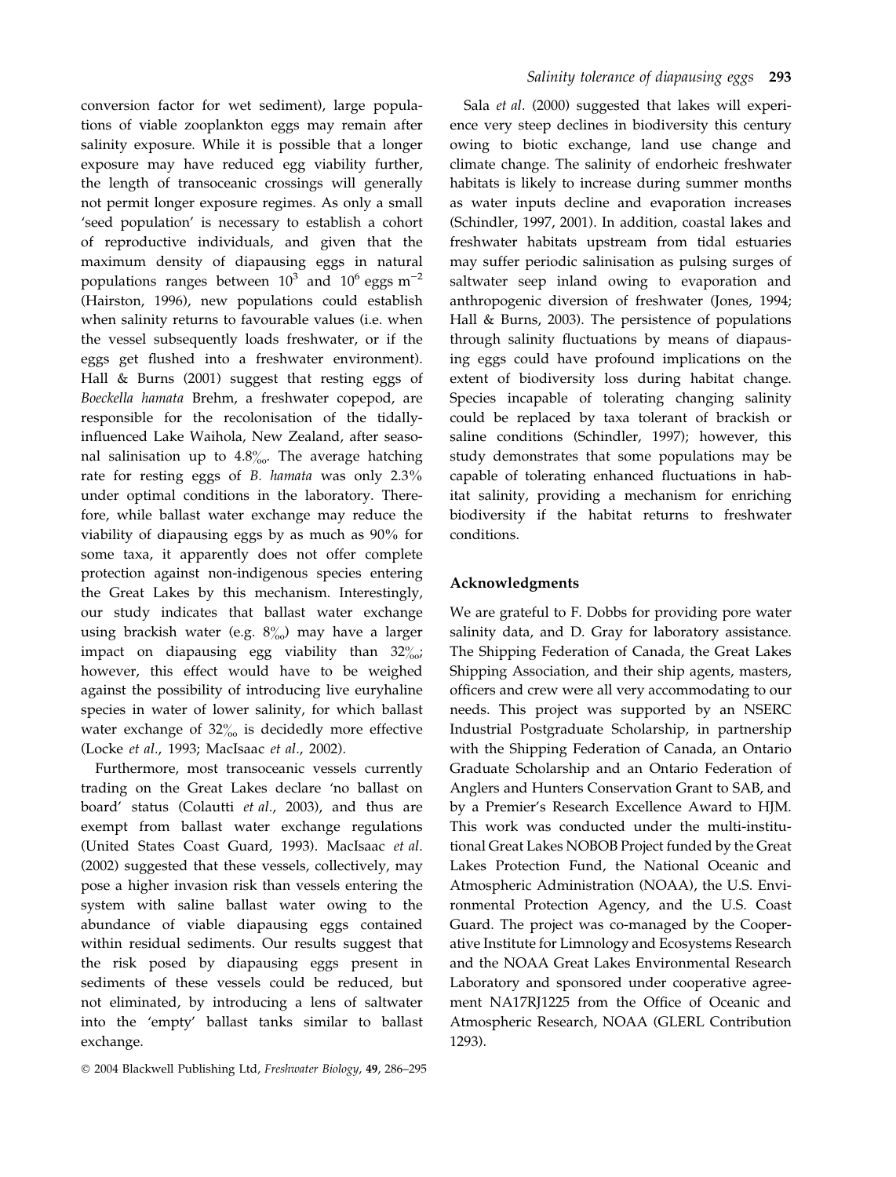conversion factor for wet sediment), large populations of viable zooplankton eggs may remain after salinity exposure. While it is possible that a longer exposure may have reduced egg viability further, the length of transoceanic crossings will generally not permit longer exposure regimes. As only a small 'seed population' is necessary to establish a cohort of reproductive individuals, and given that the maximum density of diapausing eggs in natural populations ranges between $10^3$ and $10^6$ eggs $m^{-2}$ (Hairston, 1996), new populations could establish when salinity returns to favourable values (i.e. when the vessel subsequently loads freshwater, or if the eggs get flushed into a freshwater environment). Hall & Burns (2001) suggest that resting eggs of *Boeckella hamata* Brehm, a freshwater copepod, are responsible for the recolonisation of the tidally-influenced Lake Waihola, New Zealand, after seasonal salinisation up to 4.8‰. The average hatching rate for resting eggs of *B. hamata* was only 2.3% under optimal conditions in the laboratory. Therefore, while ballast water exchange may reduce the viability of diapausing eggs by as much as 90% for some taxa, it apparently does not offer complete protection against non-indigenous species entering the Great Lakes by this mechanism. Interestingly, our study indicates that ballast water exchange using brackish water (e.g. 8‰) may have a larger impact on diapausing egg viability than 32‰; however, this effect would have to be weighed against the possibility of introducing live euryhaline species in water of lower salinity, for which ballast water exchange of 32‰ is decidedly more effective (Locke *et al*., 1993; MacIsaac *et al*., 2002).

Furthermore, most transoceanic vessels currently trading on the Great Lakes declare 'no ballast on board' status (Colautti *et al*., 2003), and thus are exempt from ballast water exchange regulations (United States Coast Guard, 1993). MacIsaac *et al.* (2002) suggested that these vessels, collectively, may pose a higher invasion risk than vessels entering the system with saline ballast water owing to the abundance of viable diapausing eggs contained within residual sediments. Our results suggest that the risk posed by diapausing eggs present in sediments of these vessels could be reduced, but not eliminated, by introducing a lens of saltwater into the 'empty' ballast tanks similar to ballast exchange.

Sala *et al*. (2000) suggested that lakes will experience very steep declines in biodiversity this century owing to biotic exchange, land use change and climate change. The salinity of endorheic freshwater habitats is likely to increase during summer months as water inputs decline and evaporation increases (Schindler, 1997, 2001). In addition, coastal lakes and freshwater habitats upstream from tidal estuaries may suffer periodic salinisation as pulsing surges of saltwater seep inland owing to evaporation and anthropogenic diversion of freshwater (Jones, 1994; Hall & Burns, 2003). The persistence of populations through salinity fluctuations by means of diapausing eggs could have profound implications on the extent of biodiversity loss during habitat change. Species incapable of tolerating changing salinity could be replaced by taxa tolerant of brackish or saline conditions (Schindler, 1997); however, this study demonstrates that some populations may be capable of tolerating enhanced fluctuations in habitat salinity, providing a mechanism for enriching biodiversity if the habitat returns to freshwater conditions.

## Acknowledgments

We are grateful to F. Dobbs for providing pore water salinity data, and D. Gray for laboratory assistance. The Shipping Federation of Canada, the Great Lakes Shipping Association, and their ship agents, masters, officers and crew were all very accommodating to our needs. This project was supported by an NSERC Industrial Postgraduate Scholarship, in partnership with the Shipping Federation of Canada, an Ontario Graduate Scholarship and an Ontario Federation of Anglers and Hunters Conservation Grant to SAB, and by a Premier's Research Excellence Award to HJM. This work was conducted under the multi-institutional Great Lakes NOBOB Project funded by the Great Lakes Protection Fund, the National Oceanic and Atmospheric Administration (NOAA), the U.S. Environmental Protection Agency, and the U.S. Coast Guard. The project was co-managed by the Cooperative Institute for Limnology and Ecosystems Research and the NOAA Great Lakes Environmental Research Laboratory and sponsored under cooperative agreement NA17RJ1225 from the Office of Oceanic and Atmospheric Research, NOAA (GLERL Contribution 1293).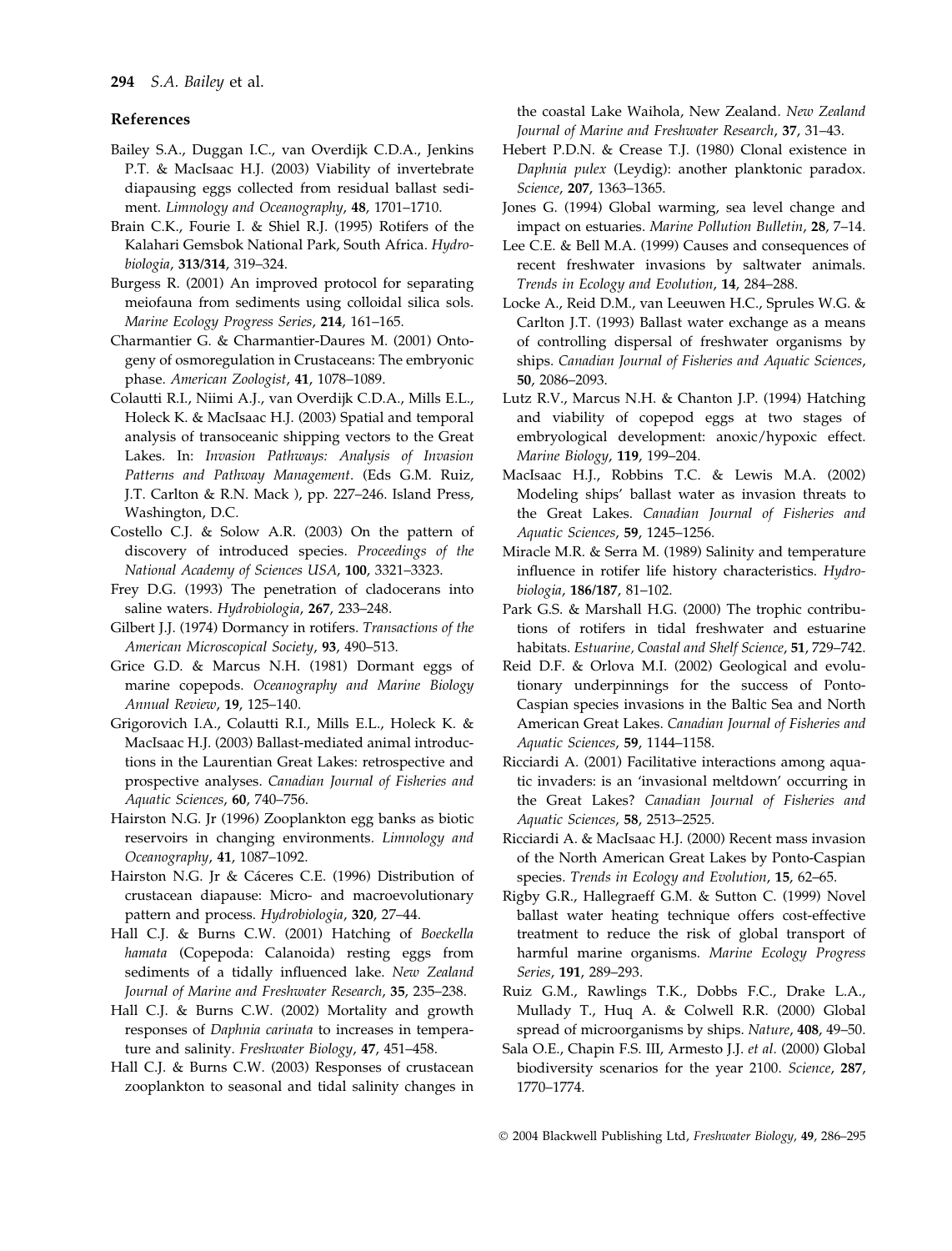## References

Bailey S.A., Duggan I.C., van Overdijk C.D.A., Jenkins P.T. & MacIsaac H.J. (2003) Viability of invertebrate diapausing eggs collected from residual ballast sediment. *Limnology and Oceanography*, **48**, 1701–1710.

Brain C.K., Fourie I. & Shiel R.J. (1995) Rotifers of the Kalahari Gemsbok National Park, South Africa. *Hydrobiologia*, **313/314**, 319–324.

Burgess R. (2001) An improved protocol for separating meiofauna from sediments using colloidal silica sols. *Marine Ecology Progress Series*, **214**, 161–165.

Charmantier G. & Charmantier-Daures M. (2001) Ontogeny of osmoregulation in Crustaceans: The embryonic phase. *American Zoologist*, **41**, 1078–1089.

Colautti R.I., Niimi A.J., van Overdijk C.D.A., Mills E.L., Holeck K. & MacIsaac H.J. (2003) Spatial and temporal analysis of transoceanic shipping vectors to the Great Lakes. In: *Invasion Pathways: Analysis of Invasion Patterns and Pathway Management*. (Eds G.M. Ruiz, J.T. Carlton & R.N. Mack ), pp. 227–246. Island Press, Washington, D.C.

Costello C.J. & Solow A.R. (2003) On the pattern of discovery of introduced species. *Proceedings of the National Academy of Sciences USA*, **100**, 3321–3323.

Frey D.G. (1993) The penetration of cladocerans into saline waters. *Hydrobiologia*, **267**, 233–248.

Gilbert J.J. (1974) Dormancy in rotifers. *Transactions of the American Microscopical Society*, **93**, 490–513.

Grice G.D. & Marcus N.H. (1981) Dormant eggs of marine copepods. *Oceanography and Marine Biology Annual Review*, **19**, 125–140.

Grigorovich I.A., Colautti R.I., Mills E.L., Holeck K. & MacIsaac H.J. (2003) Ballast-mediated animal introductions in the Laurentian Great Lakes: retrospective and prospective analyses. *Canadian Journal of Fisheries and Aquatic Sciences*, **60**, 740–756.

Hairston N.G. Jr (1996) Zooplankton egg banks as biotic reservoirs in changing environments. *Limnology and Oceanography*, **41**, 1087–1092.

Hairston N.G. Jr & Cáceres C.E. (1996) Distribution of crustacean diapause: Micro- and macroevolutionary pattern and process. *Hydrobiologia*, **320**, 27–44.

Hall C.J. & Burns C.W. (2001) Hatching of *Boeckella hamata* (Copepoda: Calanoida) resting eggs from sediments of a tidally influenced lake. *New Zealand Journal of Marine and Freshwater Research*, **35**, 235–238.

Hall C.J. & Burns C.W. (2002) Mortality and growth responses of *Daphnia carinata* to increases in temperature and salinity. *Freshwater Biology*, **47**, 451–458.

Hall C.J. & Burns C.W. (2003) Responses of crustacean zooplankton to seasonal and tidal salinity changes in the coastal Lake Waihola, New Zealand. *New Zealand Journal of Marine and Freshwater Research*, **37**, 31–43.

Hebert P.D.N. & Crease T.J. (1980) Clonal existence in *Daphnia pulex* (Leydig): another planktonic paradox. *Science*, **207**, 1363–1365.

Jones G. (1994) Global warming, sea level change and impact on estuaries. *Marine Pollution Bulletin*, **28**, 7–14.

Lee C.E. & Bell M.A. (1999) Causes and consequences of recent freshwater invasions by saltwater animals. *Trends in Ecology and Evolution*, **14**, 284–288.

Locke A., Reid D.M., van Leeuwen H.C., Sprules W.G. & Carlton J.T. (1993) Ballast water exchange as a means of controlling dispersal of freshwater organisms by ships. *Canadian Journal of Fisheries and Aquatic Sciences*, **50**, 2086–2093.

Lutz R.V., Marcus N.H. & Chanton J.P. (1994) Hatching and viability of copepod eggs at two stages of embryological development: anoxic/hypoxic effect. *Marine Biology*, **119**, 199–204.

MacIsaac H.J., Robbins T.C. & Lewis M.A. (2002) Modeling ships' ballast water as invasion threats to the Great Lakes. *Canadian Journal of Fisheries and Aquatic Sciences*, **59**, 1245–1256.

Miracle M.R. & Serra M. (1989) Salinity and temperature influence in rotifer life history characteristics. *Hydrobiologia*, **186/187**, 81–102.

Park G.S. & Marshall H.G. (2000) The trophic contributions of rotifers in tidal freshwater and estuarine habitats. *Estuarine, Coastal and Shelf Science*, **51**, 729–742.

Reid D.F. & Orlova M.I. (2002) Geological and evolutionary underpinnings for the success of Ponto-Caspian species invasions in the Baltic Sea and North American Great Lakes. *Canadian Journal of Fisheries and Aquatic Sciences*, **59**, 1144–1158.

Ricciardi A. (2001) Facilitative interactions among aquatic invaders: is an 'invasional meltdown' occurring in the Great Lakes? *Canadian Journal of Fisheries and Aquatic Sciences*, **58**, 2513–2525.

Ricciardi A. & MacIsaac H.J. (2000) Recent mass invasion of the North American Great Lakes by Ponto-Caspian species. *Trends in Ecology and Evolution*, **15**, 62–65.

Rigby G.R., Hallegraeff G.M. & Sutton C. (1999) Novel ballast water heating technique offers cost-effective treatment to reduce the risk of global transport of harmful marine organisms. *Marine Ecology Progress Series*, **191**, 289–293.

Ruiz G.M., Rawlings T.K., Dobbs F.C., Drake L.A., Mullady T., Huq A. & Colwell R.R. (2000) Global spread of microorganisms by ships. *Nature*, **408**, 49–50.

Sala O.E., Chapin F.S. III, Armesto J.J. *et al.* (2000) Global biodiversity scenarios for the year 2100. *Science*, **287**, 1770–1774.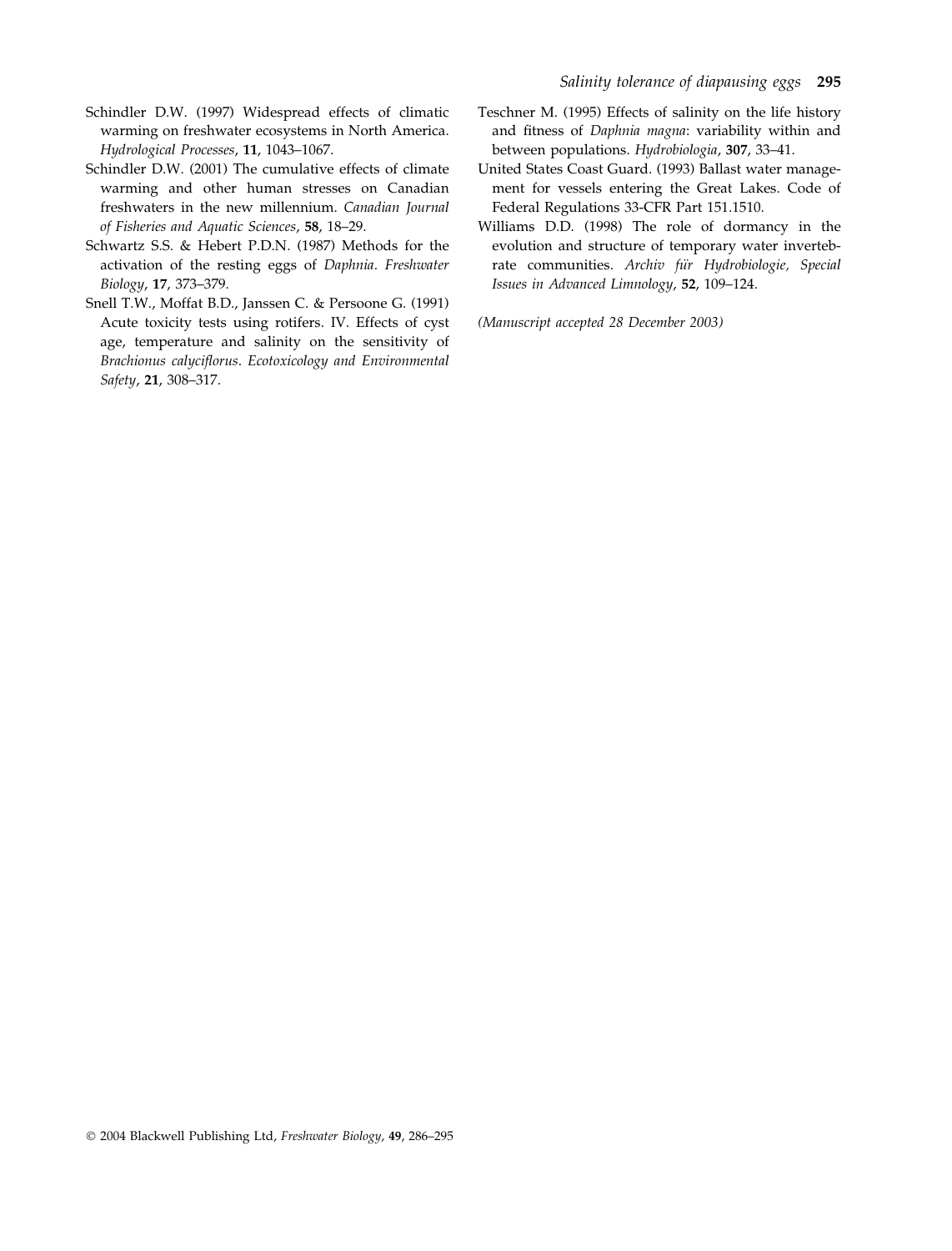Schindler D.W. (1997) Widespread effects of climatic warming on freshwater ecosystems in North America. *Hydrological Processes*, **11**, 1043–1067.

Schindler D.W. (2001) The cumulative effects of climate warming and other human stresses on Canadian freshwaters in the new millennium. *Canadian Journal of Fisheries and Aquatic Sciences*, **58**, 18–29.

Schwartz S.S. & Hebert P.D.N. (1987) Methods for the activation of the resting eggs of *Daphnia*. *Freshwater Biology*, **17**, 373–379.

Snell T.W., Moffat B.D., Janssen C. & Persoone G. (1991) Acute toxicity tests using rotifers. IV. Effects of cyst age, temperature and salinity on the sensitivity of *Brachionus calyciflorus*. *Ecotoxicology and Environmental Safety*, **21**, 308–317.

Teschner M. (1995) Effects of salinity on the life history and fitness of *Daphnia magna*: variability within and between populations. *Hydrobiologia*, **307**, 33–41.

United States Coast Guard. (1993) Ballast water management for vessels entering the Great Lakes. Code of Federal Regulations 33-CFR Part 151.1510.

Williams D.D. (1998) The role of dormancy in the evolution and structure of temporary water invertebrate communities. *Archiv für Hydrobiologie, Special Issues in Advanced Limnology*, **52**, 109–124.

*(Manuscript accepted 28 December 2003)*